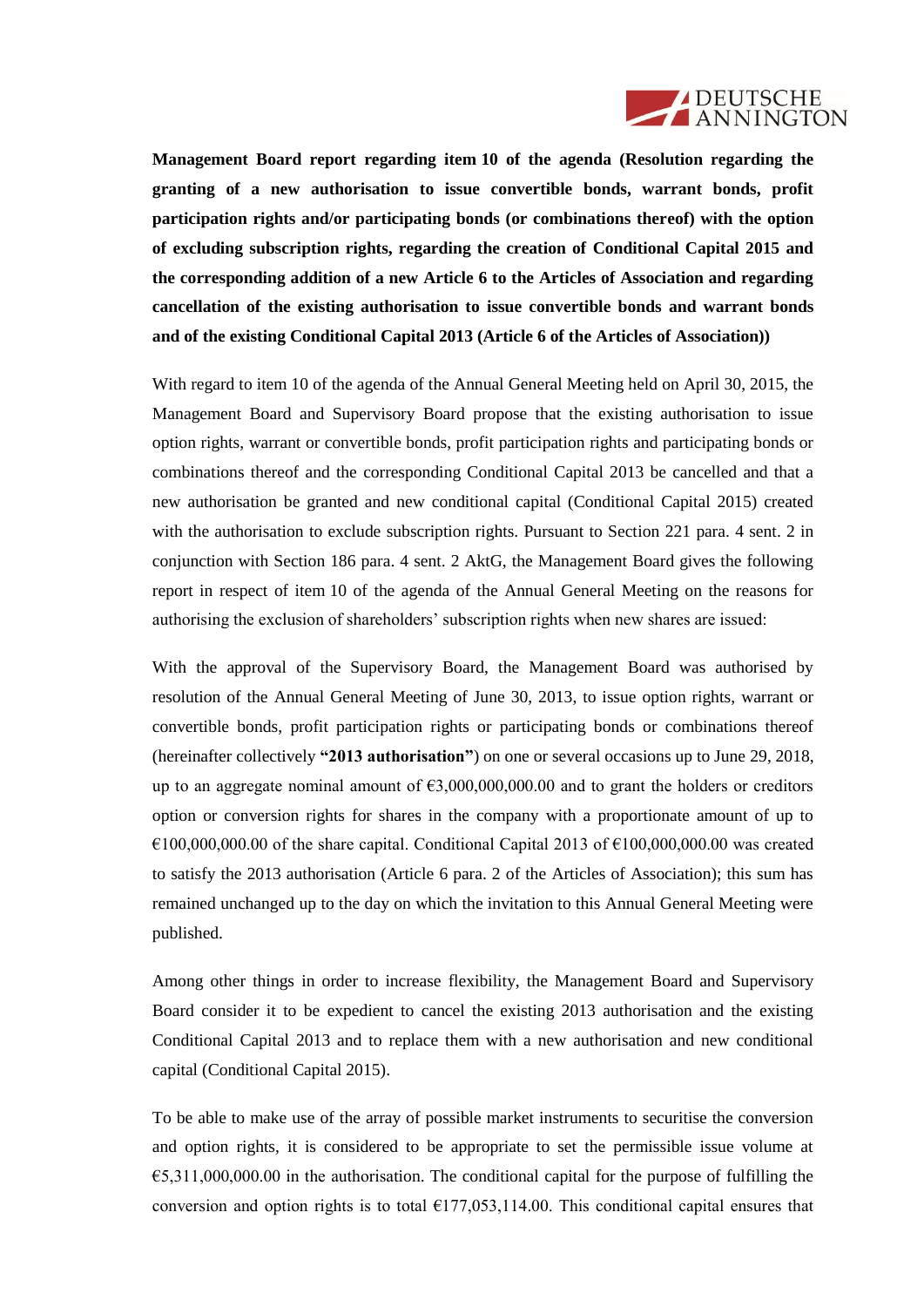**Management Board report regarding item 10 of the agenda (Resolution regarding the granting of a new authorisation to issue convertible bonds, warrant bonds, profit participation rights and/or participating bonds (or combinations thereof) with the option of excluding subscription rights, regarding the creation of Conditional Capital 2015 and the corresponding addition of a new Article 6 to the Articles of Association and regarding cancellation of the existing authorisation to issue convertible bonds and warrant bonds and of the existing Conditional Capital 2013 (Article 6 of the Articles of Association))**

With regard to item 10 of the agenda of the Annual General Meeting held on April 30, 2015, the Management Board and Supervisory Board propose that the existing authorisation to issue option rights, warrant or convertible bonds, profit participation rights and participating bonds or combinations thereof and the corresponding Conditional Capital 2013 be cancelled and that a new authorisation be granted and new conditional capital (Conditional Capital 2015) created with the authorisation to exclude subscription rights. Pursuant to Section 221 para. 4 sent. 2 in conjunction with Section 186 para. 4 sent. 2 AktG, the Management Board gives the following report in respect of item 10 of the agenda of the Annual General Meeting on the reasons for authorising the exclusion of shareholders' subscription rights when new shares are issued:

With the approval of the Supervisory Board, the Management Board was authorised by resolution of the Annual General Meeting of June 30, 2013, to issue option rights, warrant or convertible bonds, profit participation rights or participating bonds or combinations thereof (hereinafter collectively **"2013 authorisation"**) on one or several occasions up to June 29, 2018, up to an aggregate nominal amount of €3,000,000,000.00 and to grant the holders or creditors option or conversion rights for shares in the company with a proportionate amount of up to €100,000,000.00 of the share capital. Conditional Capital 2013 of €100,000,000.00 was created to satisfy the 2013 authorisation (Article 6 para. 2 of the Articles of Association); this sum has remained unchanged up to the day on which the invitation to this Annual General Meeting were published.

Among other things in order to increase flexibility, the Management Board and Supervisory Board consider it to be expedient to cancel the existing 2013 authorisation and the existing Conditional Capital 2013 and to replace them with a new authorisation and new conditional capital (Conditional Capital 2015).

To be able to make use of the array of possible market instruments to securitise the conversion and option rights, it is considered to be appropriate to set the permissible issue volume at €5,311,000,000.00 in the authorisation. The conditional capital for the purpose of fulfilling the conversion and option rights is to total €177,053,114.00. This conditional capital ensures that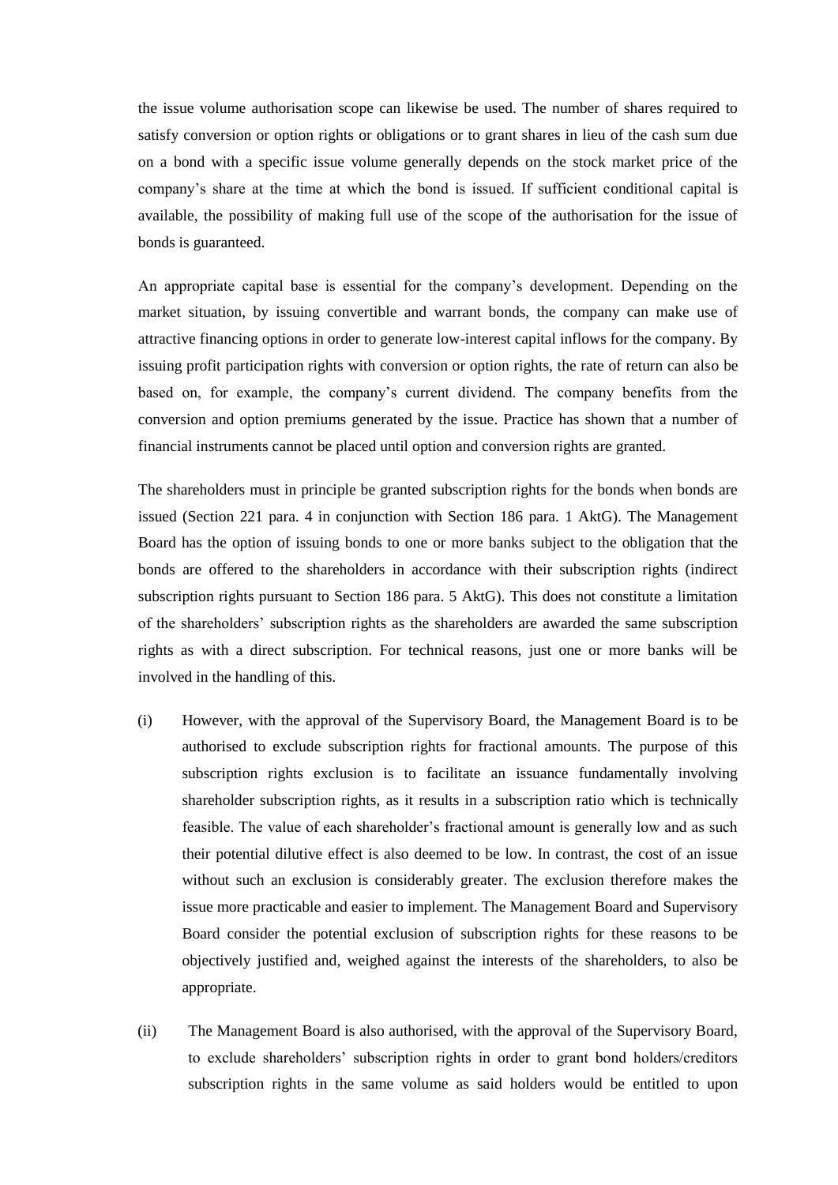the issue volume authorisation scope can likewise be used. The number of shares required to satisfy conversion or option rights or obligations or to grant shares in lieu of the cash sum due on a bond with a specific issue volume generally depends on the stock market price of the company's share at the time at which the bond is issued. If sufficient conditional capital is available, the possibility of making full use of the scope of the authorisation for the issue of bonds is guaranteed.

An appropriate capital base is essential for the company's development. Depending on the market situation, by issuing convertible and warrant bonds, the company can make use of attractive financing options in order to generate low-interest capital inflows for the company. By issuing profit participation rights with conversion or option rights, the rate of return can also be based on, for example, the company's current dividend. The company benefits from the conversion and option premiums generated by the issue. Practice has shown that a number of financial instruments cannot be placed until option and conversion rights are granted.

The shareholders must in principle be granted subscription rights for the bonds when bonds are issued (Section 221 para. 4 in conjunction with Section 186 para. 1 AktG). The Management Board has the option of issuing bonds to one or more banks subject to the obligation that the bonds are offered to the shareholders in accordance with their subscription rights (indirect subscription rights pursuant to Section 186 para. 5 AktG). This does not constitute a limitation of the shareholders' subscription rights as the shareholders are awarded the same subscription rights as with a direct subscription. For technical reasons, just one or more banks will be involved in the handling of this.

(i) However, with the approval of the Supervisory Board, the Management Board is to be authorised to exclude subscription rights for fractional amounts. The purpose of this subscription rights exclusion is to facilitate an issuance fundamentally involving shareholder subscription rights, as it results in a subscription ratio which is technically feasible. The value of each shareholder's fractional amount is generally low and as such their potential dilutive effect is also deemed to be low. In contrast, the cost of an issue without such an exclusion is considerably greater. The exclusion therefore makes the issue more practicable and easier to implement. The Management Board and Supervisory Board consider the potential exclusion of subscription rights for these reasons to be objectively justified and, weighed against the interests of the shareholders, to also be appropriate.

(ii) The Management Board is also authorised, with the approval of the Supervisory Board, to exclude shareholders' subscription rights in order to grant bond holders/creditors subscription rights in the same volume as said holders would be entitled to upon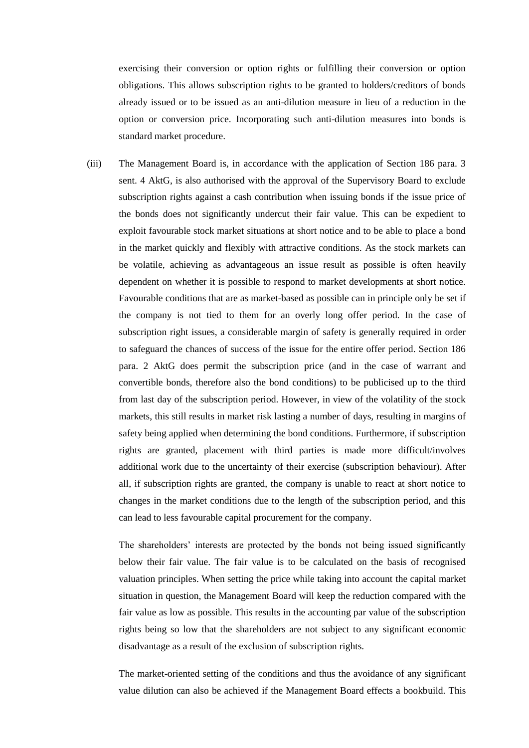exercising their conversion or option rights or fulfilling their conversion or option obligations. This allows subscription rights to be granted to holders/creditors of bonds already issued or to be issued as an anti-dilution measure in lieu of a reduction in the option or conversion price. Incorporating such anti-dilution measures into bonds is standard market procedure.

(iii) The Management Board is, in accordance with the application of Section 186 para. 3 sent. 4 AktG, is also authorised with the approval of the Supervisory Board to exclude subscription rights against a cash contribution when issuing bonds if the issue price of the bonds does not significantly undercut their fair value. This can be expedient to exploit favourable stock market situations at short notice and to be able to place a bond in the market quickly and flexibly with attractive conditions. As the stock markets can be volatile, achieving as advantageous an issue result as possible is often heavily dependent on whether it is possible to respond to market developments at short notice. Favourable conditions that are as market-based as possible can in principle only be set if the company is not tied to them for an overly long offer period. In the case of subscription right issues, a considerable margin of safety is generally required in order to safeguard the chances of success of the issue for the entire offer period. Section 186 para. 2 AktG does permit the subscription price (and in the case of warrant and convertible bonds, therefore also the bond conditions) to be publicised up to the third from last day of the subscription period. However, in view of the volatility of the stock markets, this still results in market risk lasting a number of days, resulting in margins of safety being applied when determining the bond conditions. Furthermore, if subscription rights are granted, placement with third parties is made more difficult/involves additional work due to the uncertainty of their exercise (subscription behaviour). After all, if subscription rights are granted, the company is unable to react at short notice to changes in the market conditions due to the length of the subscription period, and this can lead to less favourable capital procurement for the company.

The shareholders' interests are protected by the bonds not being issued significantly below their fair value. The fair value is to be calculated on the basis of recognised valuation principles. When setting the price while taking into account the capital market situation in question, the Management Board will keep the reduction compared with the fair value as low as possible. This results in the accounting par value of the subscription rights being so low that the shareholders are not subject to any significant economic disadvantage as a result of the exclusion of subscription rights.

The market-oriented setting of the conditions and thus the avoidance of any significant value dilution can also be achieved if the Management Board effects a bookbuild. This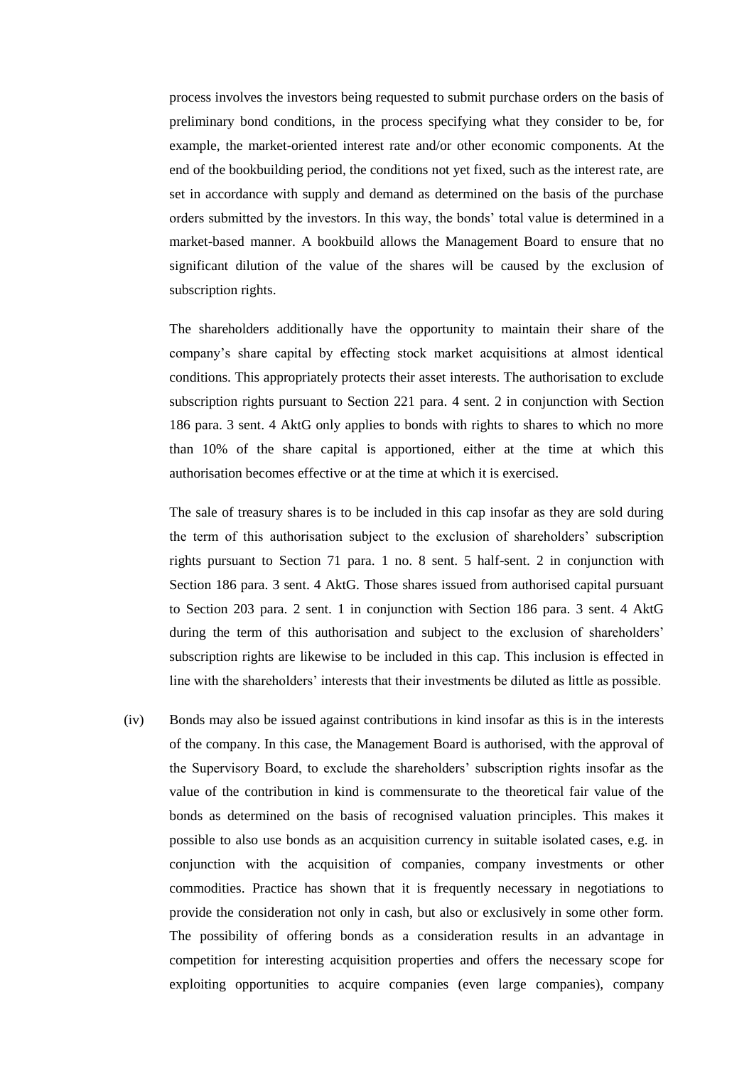process involves the investors being requested to submit purchase orders on the basis of preliminary bond conditions, in the process specifying what they consider to be, for example, the market-oriented interest rate and/or other economic components. At the end of the bookbuilding period, the conditions not yet fixed, such as the interest rate, are set in accordance with supply and demand as determined on the basis of the purchase orders submitted by the investors. In this way, the bonds' total value is determined in a market-based manner. A bookbuild allows the Management Board to ensure that no significant dilution of the value of the shares will be caused by the exclusion of subscription rights.

The shareholders additionally have the opportunity to maintain their share of the company's share capital by effecting stock market acquisitions at almost identical conditions. This appropriately protects their asset interests. The authorisation to exclude subscription rights pursuant to Section 221 para. 4 sent. 2 in conjunction with Section 186 para. 3 sent. 4 AktG only applies to bonds with rights to shares to which no more than 10% of the share capital is apportioned, either at the time at which this authorisation becomes effective or at the time at which it is exercised.

The sale of treasury shares is to be included in this cap insofar as they are sold during the term of this authorisation subject to the exclusion of shareholders' subscription rights pursuant to Section 71 para. 1 no. 8 sent. 5 half-sent. 2 in conjunction with Section 186 para. 3 sent. 4 AktG. Those shares issued from authorised capital pursuant to Section 203 para. 2 sent. 1 in conjunction with Section 186 para. 3 sent. 4 AktG during the term of this authorisation and subject to the exclusion of shareholders' subscription rights are likewise to be included in this cap. This inclusion is effected in line with the shareholders' interests that their investments be diluted as little as possible.

(iv) Bonds may also be issued against contributions in kind insofar as this is in the interests of the company. In this case, the Management Board is authorised, with the approval of the Supervisory Board, to exclude the shareholders' subscription rights insofar as the value of the contribution in kind is commensurate to the theoretical fair value of the bonds as determined on the basis of recognised valuation principles. This makes it possible to also use bonds as an acquisition currency in suitable isolated cases, e.g. in conjunction with the acquisition of companies, company investments or other commodities. Practice has shown that it is frequently necessary in negotiations to provide the consideration not only in cash, but also or exclusively in some other form. The possibility of offering bonds as a consideration results in an advantage in competition for interesting acquisition properties and offers the necessary scope for exploiting opportunities to acquire companies (even large companies), company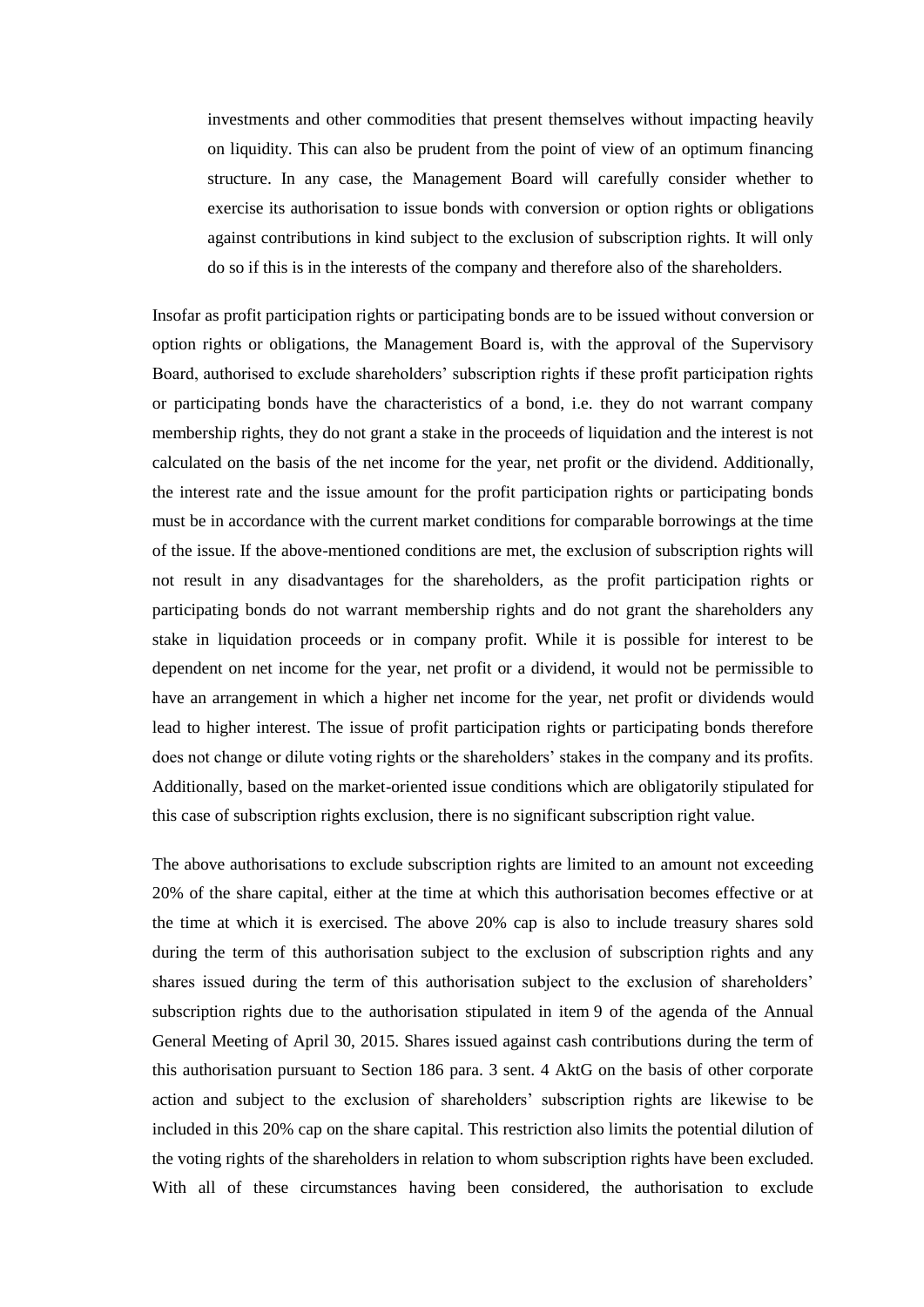investments and other commodities that present themselves without impacting heavily on liquidity. This can also be prudent from the point of view of an optimum financing structure. In any case, the Management Board will carefully consider whether to exercise its authorisation to issue bonds with conversion or option rights or obligations against contributions in kind subject to the exclusion of subscription rights. It will only do so if this is in the interests of the company and therefore also of the shareholders.

Insofar as profit participation rights or participating bonds are to be issued without conversion or option rights or obligations, the Management Board is, with the approval of the Supervisory Board, authorised to exclude shareholders' subscription rights if these profit participation rights or participating bonds have the characteristics of a bond, i.e. they do not warrant company membership rights, they do not grant a stake in the proceeds of liquidation and the interest is not calculated on the basis of the net income for the year, net profit or the dividend. Additionally, the interest rate and the issue amount for the profit participation rights or participating bonds must be in accordance with the current market conditions for comparable borrowings at the time of the issue. If the above-mentioned conditions are met, the exclusion of subscription rights will not result in any disadvantages for the shareholders, as the profit participation rights or participating bonds do not warrant membership rights and do not grant the shareholders any stake in liquidation proceeds or in company profit. While it is possible for interest to be dependent on net income for the year, net profit or a dividend, it would not be permissible to have an arrangement in which a higher net income for the year, net profit or dividends would lead to higher interest. The issue of profit participation rights or participating bonds therefore does not change or dilute voting rights or the shareholders' stakes in the company and its profits. Additionally, based on the market-oriented issue conditions which are obligatorily stipulated for this case of subscription rights exclusion, there is no significant subscription right value.

The above authorisations to exclude subscription rights are limited to an amount not exceeding 20% of the share capital, either at the time at which this authorisation becomes effective or at the time at which it is exercised. The above 20% cap is also to include treasury shares sold during the term of this authorisation subject to the exclusion of subscription rights and any shares issued during the term of this authorisation subject to the exclusion of shareholders' subscription rights due to the authorisation stipulated in item 9 of the agenda of the Annual General Meeting of April 30, 2015. Shares issued against cash contributions during the term of this authorisation pursuant to Section 186 para. 3 sent. 4 AktG on the basis of other corporate action and subject to the exclusion of shareholders' subscription rights are likewise to be included in this 20% cap on the share capital. This restriction also limits the potential dilution of the voting rights of the shareholders in relation to whom subscription rights have been excluded. With all of these circumstances having been considered, the authorisation to exclude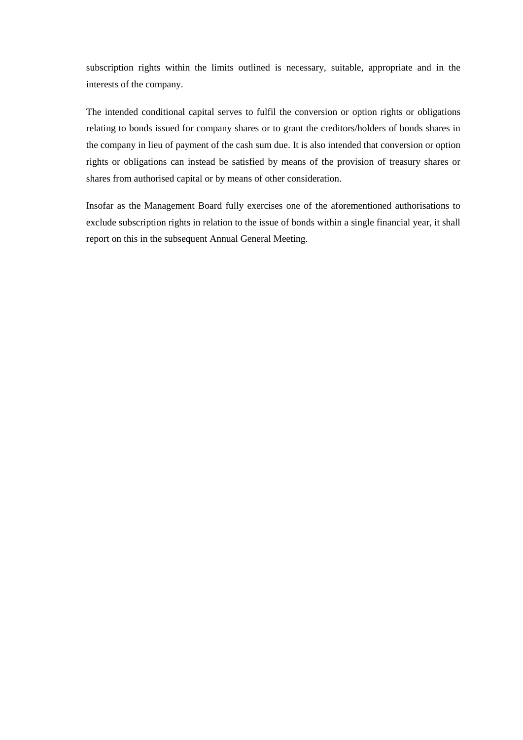subscription rights within the limits outlined is necessary, suitable, appropriate and in the interests of the company.

The intended conditional capital serves to fulfil the conversion or option rights or obligations relating to bonds issued for company shares or to grant the creditors/holders of bonds shares in the company in lieu of payment of the cash sum due. It is also intended that conversion or option rights or obligations can instead be satisfied by means of the provision of treasury shares or shares from authorised capital or by means of other consideration.

Insofar as the Management Board fully exercises one of the aforementioned authorisations to exclude subscription rights in relation to the issue of bonds within a single financial year, it shall report on this in the subsequent Annual General Meeting.